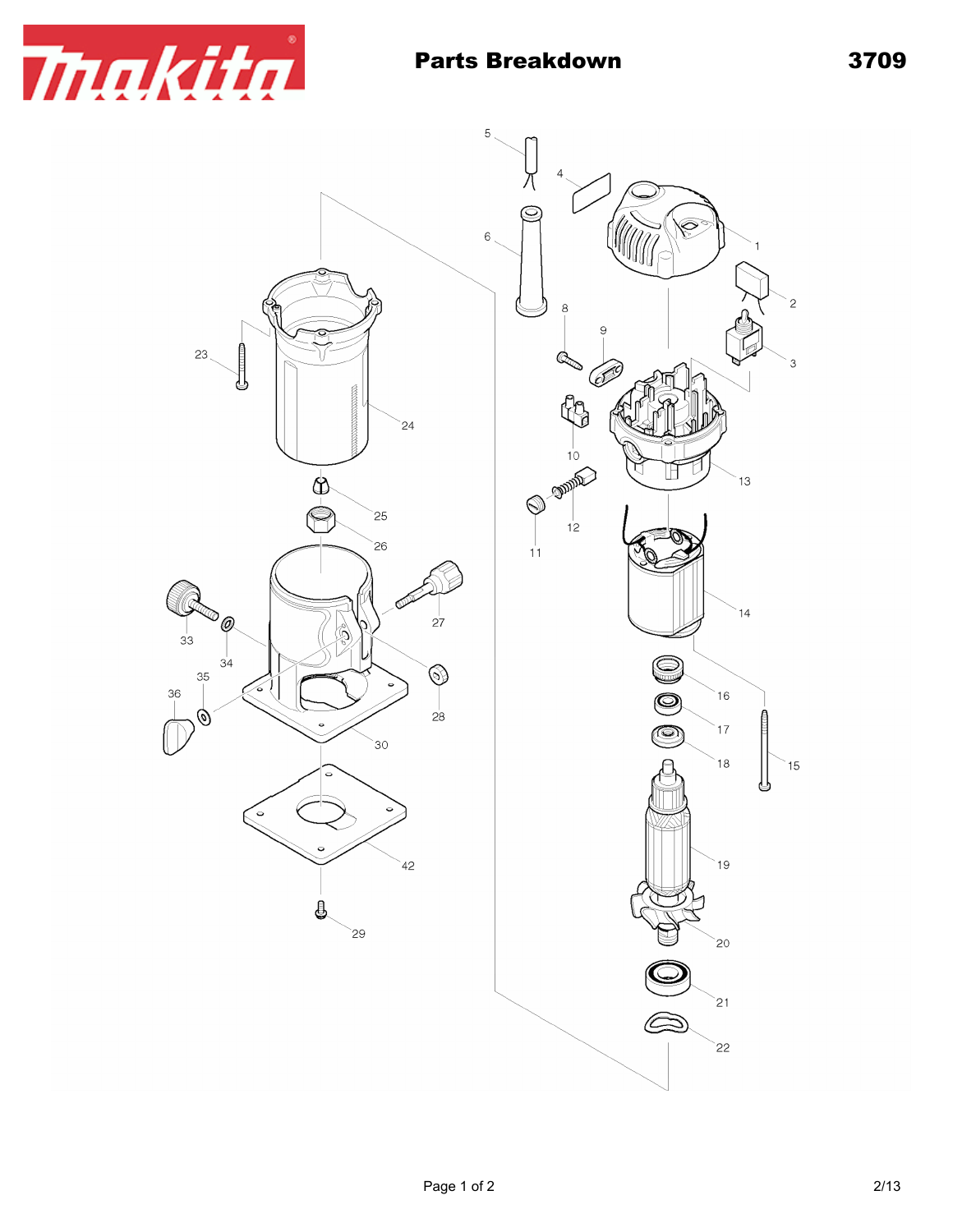# Parts Breakdown

3709

1
2
3
4
5
6
8
9
10
11
12
13
14
15
16
17
18
19
20
21
22
23
24
25
26
27
28
29
30
33
34
35
36
42

2/13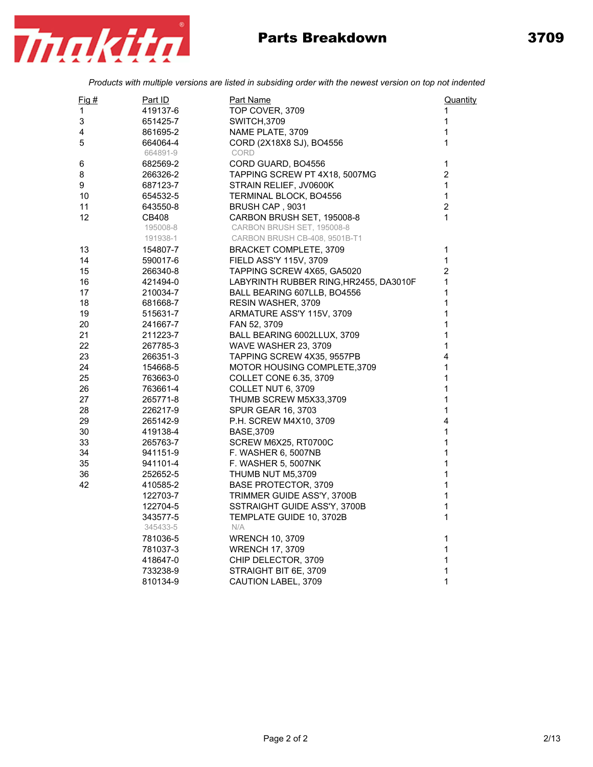# Parts Breakdown 3709

*Products with multiple versions are listed in subsiding order with the newest version on top not indented*

| Fig # | Part ID | Part Name | Quantity |
|---|---|---|---|
| 1 | 419137-6 | TOP COVER, 3709 | 1 |
| 3 | 651425-7 | SWITCH,3709 | 1 |
| 4 | 861695-2 | NAME PLATE, 3709 | 1 |
| 5 | 664064-4 | CORD (2X18X8 SJ), BO4556 | 1 |
| | 664891-9 | CORD | |
| 6 | 682569-2 | CORD GUARD, BO4556 | 1 |
| 8 | 266326-2 | TAPPING SCREW PT 4X18, 5007MG | 2 |
| 9 | 687123-7 | STRAIN RELIEF, JV0600K | 1 |
| 10 | 654532-5 | TERMINAL BLOCK, BO4556 | 1 |
| 11 | 643550-8 | BRUSH CAP , 9031 | 2 |
| 12 | CB408 | CARBON BRUSH SET, 195008-8 | 1 |
| | 195008-8 | CARBON BRUSH SET, 195008-8 | |
| | 191938-1 | CARBON BRUSH CB-408, 9501B-T1 | |
| 13 | 154807-7 | BRACKET COMPLETE, 3709 | 1 |
| 14 | 590017-6 | FIELD ASS'Y 115V, 3709 | 1 |
| 15 | 266340-8 | TAPPING SCREW 4X65, GA5020 | 2 |
| 16 | 421494-0 | LABYRINTH RUBBER RING,HR2455, DA3010F | 1 |
| 17 | 210034-7 | BALL BEARING 607LLB, BO4556 | 1 |
| 18 | 681668-7 | RESIN WASHER, 3709 | 1 |
| 19 | 515631-7 | ARMATURE ASS'Y 115V, 3709 | 1 |
| 20 | 241667-7 | FAN 52, 3709 | 1 |
| 21 | 211223-7 | BALL BEARING 6002LLUX, 3709 | 1 |
| 22 | 267785-3 | WAVE WASHER 23, 3709 | 1 |
| 23 | 266351-3 | TAPPING SCREW 4X35, 9557PB | 4 |
| 24 | 154668-5 | MOTOR HOUSING COMPLETE,3709 | 1 |
| 25 | 763663-0 | COLLET CONE 6.35, 3709 | 1 |
| 26 | 763661-4 | COLLET NUT 6, 3709 | 1 |
| 27 | 265771-8 | THUMB SCREW M5X33,3709 | 1 |
| 28 | 226217-9 | SPUR GEAR 16, 3703 | 1 |
| 29 | 265142-9 | P.H. SCREW M4X10, 3709 | 4 |
| 30 | 419138-4 | BASE,3709 | 1 |
| 33 | 265763-7 | SCREW M6X25, RT0700C | 1 |
| 34 | 941151-9 | F. WASHER 6, 5007NB | 1 |
| 35 | 941101-4 | F. WASHER 5, 5007NK | 1 |
| 36 | 252652-5 | THUMB NUT M5,3709 | 1 |
| 42 | 410585-2 | BASE PROTECTOR, 3709 | 1 |
| | 122703-7 | TRIMMER GUIDE ASS'Y, 3700B | 1 |
| | 122704-5 | SSTRAIGHT GUIDE ASS'Y, 3700B | 1 |
| | 343577-5 | TEMPLATE GUIDE 10, 3702B | 1 |
| | 345433-5 | N/A | |
| | 781036-5 | WRENCH 10, 3709 | 1 |
| | 781037-3 | WRENCH 17, 3709 | 1 |
| | 418647-0 | CHIP DELECTOR, 3709 | 1 |
| | 733238-9 | STRAIGHT BIT 6E, 3709 | 1 |
| | 810134-9 | CAUTION LABEL, 3709 | 1 |